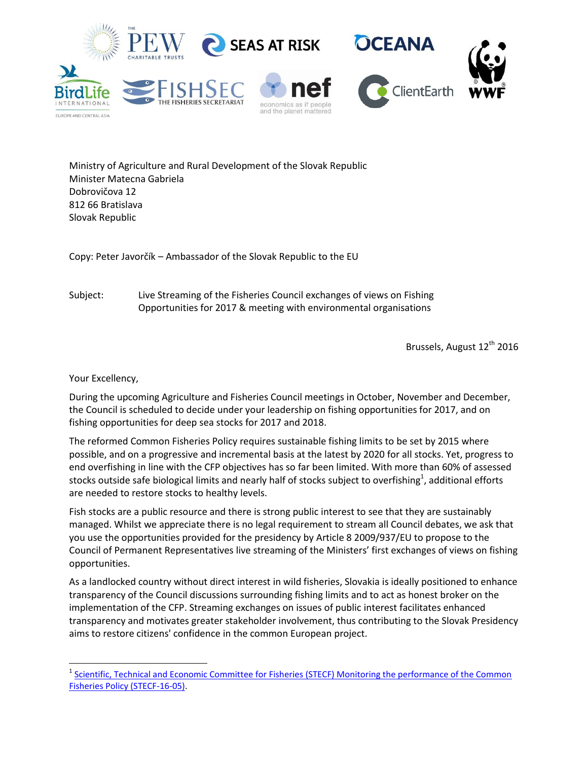Ministry of Agriculture and Rural Development of the Slovak Republic
Minister Matecna Gabriela
Dobrovičova 12
812 66 Bratislava
Slovak Republic

Copy: Peter Javorčík – Ambassador of the Slovak Republic to the EU

Subject: Live Streaming of the Fisheries Council exchanges of views on Fishing Opportunities for 2017 & meeting with environmental organisations

Brussels, August 12th 2016

Your Excellency,

During the upcoming Agriculture and Fisheries Council meetings in October, November and December, the Council is scheduled to decide under your leadership on fishing opportunities for 2017, and on fishing opportunities for deep sea stocks for 2017 and 2018.

The reformed Common Fisheries Policy requires sustainable fishing limits to be set by 2015 where possible, and on a progressive and incremental basis at the latest by 2020 for all stocks. Yet, progress to end overfishing in line with the CFP objectives has so far been limited. With more than 60% of assessed stocks outside safe biological limits and nearly half of stocks subject to overfishing[1], additional efforts are needed to restore stocks to healthy levels.

Fish stocks are a public resource and there is strong public interest to see that they are sustainably managed. Whilst we appreciate there is no legal requirement to stream all Council debates, we ask that you use the opportunities provided for the presidency by Article 8 2009/937/EU to propose to the Council of Permanent Representatives live streaming of the Ministers' first exchanges of views on fishing opportunities.

As a landlocked country without direct interest in wild fisheries, Slovakia is ideally positioned to enhance transparency of the Council discussions surrounding fishing limits and to act as honest broker on the implementation of the CFP. Streaming exchanges on issues of public interest facilitates enhanced transparency and motivates greater stakeholder involvement, thus contributing to the Slovak Presidency aims to restore citizens' confidence in the common European project.

[1] Scientific, Technical and Economic Committee for Fisheries (STECF) Monitoring the performance of the Common Fisheries Policy (STECF-16-05).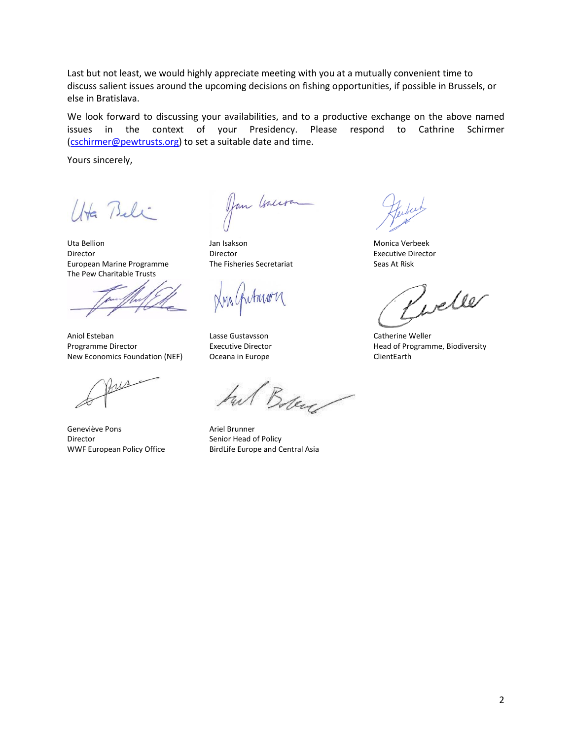Last but not least, we would highly appreciate meeting with you at a mutually convenient time to discuss salient issues around the upcoming decisions on fishing opportunities, if possible in Brussels, or else in Bratislava.

We look forward to discussing your availabilities, and to a productive exchange on the above named issues in the context of your Presidency. Please respond to Cathrine Schirmer (cschirmer@pewtrusts.org) to set a suitable date and time.

Yours sincerely,

Uta Bellion
Director
European Marine Programme
The Pew Charitable Trusts

Jan Isakson
Director
The Fisheries Secretariat

Monica Verbeek
Executive Director
Seas At Risk

Aniol Esteban
Programme Director
New Economics Foundation (NEF)

Lasse Gustavsson
Executive Director
Oceana in Europe

Catherine Weller
Head of Programme, Biodiversity
ClientEarth

Geneviève Pons
Director
WWF European Policy Office

Ariel Brunner
Senior Head of Policy
BirdLife Europe and Central Asia